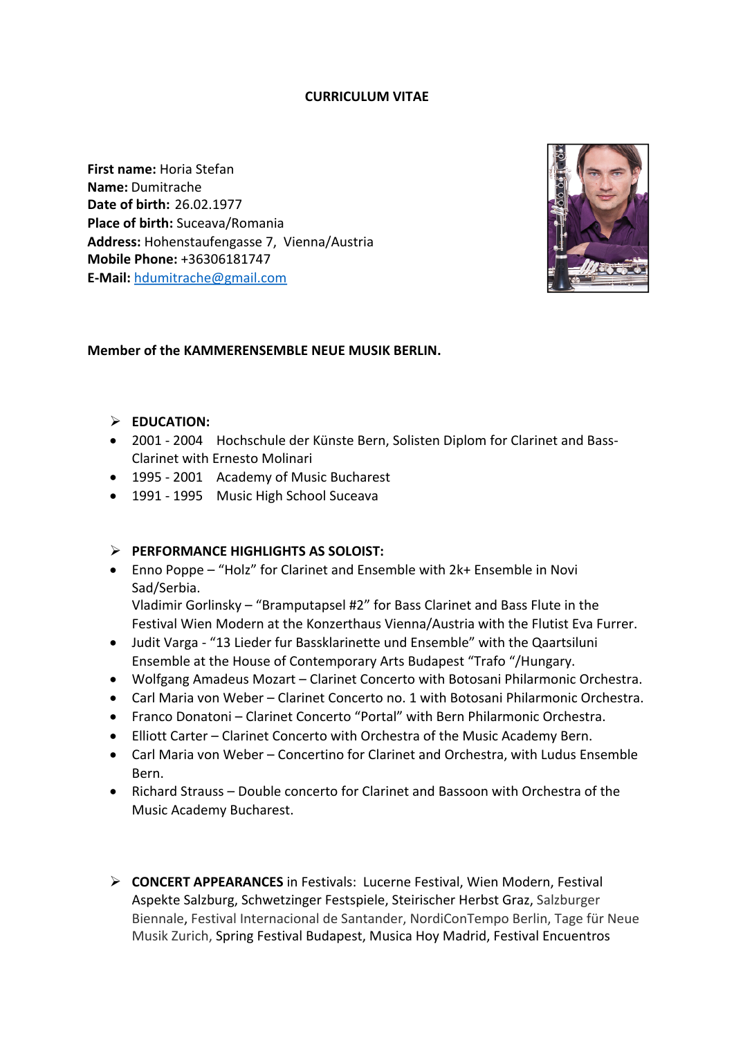# CURRICULUM VITAE

**First name:** Horia Stefan
**Name:** Dumitrache
**Date of birth:** 26.02.1977
**Place of birth:** Suceava/Romania
**Address:** Hohenstaufengasse 7, Vienna/Austria
**Mobile Phone:** +36306181747
**E-Mail:** hdumitrache@gmail.com

**Member of the KAMMERENSEMBLE NEUE MUSIK BERLIN.**

- **EDUCATION:**
  - 2001 - 2004 Hochschule der Künste Bern, Solisten Diplom for Clarinet and Bass-Clarinet with Ernesto Molinari
  - 1995 - 2001 Academy of Music Bucharest
  - 1991 - 1995 Music High School Suceava

- **PERFORMANCE HIGHLIGHTS AS SOLOIST:**
  - Enno Poppe – "Holz" for Clarinet and Ensemble with 2k+ Ensemble in Novi Sad/Serbia.
    Vladimir Gorlinsky – "Bramputapsel #2" for Bass Clarinet and Bass Flute in the Festival Wien Modern at the Konzerthaus Vienna/Austria with the Flutist Eva Furrer.
  - Judit Varga - "13 Lieder fur Bassklarinette und Ensemble" with the Qaartsiluni Ensemble at the House of Contemporary Arts Budapest "Trafo "/Hungary.
  - Wolfgang Amadeus Mozart – Clarinet Concerto with Botosani Philarmonic Orchestra.
  - Carl Maria von Weber – Clarinet Concerto no. 1 with Botosani Philarmonic Orchestra.
  - Franco Donatoni – Clarinet Concerto "Portal" with Bern Philarmonic Orchestra.
  - Elliott Carter – Clarinet Concerto with Orchestra of the Music Academy Bern.
  - Carl Maria von Weber – Concertino for Clarinet and Orchestra, with Ludus Ensemble Bern.
  - Richard Strauss – Double concerto for Clarinet and Bassoon with Orchestra of the Music Academy Bucharest.

- **CONCERT APPEARANCES** in Festivals: Lucerne Festival, Wien Modern, Festival Aspekte Salzburg, Schwetzinger Festspiele, Steirischer Herbst Graz, Salzburger Biennale, Festival Internacional de Santander, NordiConTempo Berlin, Tage für Neue Musik Zurich, Spring Festival Budapest, Musica Hoy Madrid, Festival Encuentros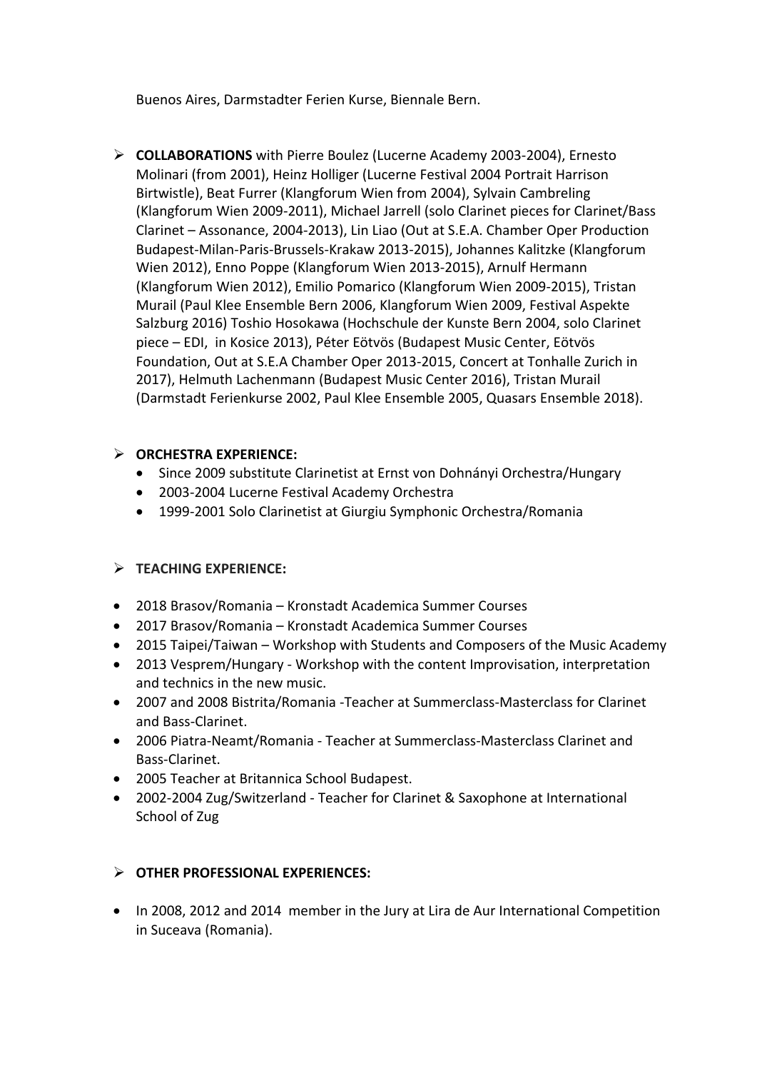Buenos Aires, Darmstadter Ferien Kurse, Biennale Bern.

- **COLLABORATIONS** with Pierre Boulez (Lucerne Academy 2003-2004), Ernesto Molinari (from 2001), Heinz Holliger (Lucerne Festival 2004 Portrait Harrison Birtwistle), Beat Furrer (Klangforum Wien from 2004), Sylvain Cambreling (Klangforum Wien 2009-2011), Michael Jarrell (solo Clarinet pieces for Clarinet/Bass Clarinet – Assonance, 2004-2013), Lin Liao (Out at S.E.A. Chamber Oper Production Budapest-Milan-Paris-Brussels-Krakaw 2013-2015), Johannes Kalitzke (Klangforum Wien 2012), Enno Poppe (Klangforum Wien 2013-2015), Arnulf Hermann (Klangforum Wien 2012), Emilio Pomarico (Klangforum Wien 2009-2015), Tristan Murail (Paul Klee Ensemble Bern 2006, Klangforum Wien 2009, Festival Aspekte Salzburg 2016) Toshio Hosokawa (Hochschule der Kunste Bern 2004, solo Clarinet piece – EDI, in Kosice 2013), Péter Eötvös (Budapest Music Center, Eötvös Foundation, Out at S.E.A Chamber Oper 2013-2015, Concert at Tonhalle Zurich in 2017), Helmuth Lachenmann (Budapest Music Center 2016), Tristan Murail (Darmstadt Ferienkurse 2002, Paul Klee Ensemble 2005, Quasars Ensemble 2018).

- **ORCHESTRA EXPERIENCE:**
  - Since 2009 substitute Clarinetist at Ernst von Dohnányi Orchestra/Hungary
  - 2003-2004 Lucerne Festival Academy Orchestra
  - 1999-2001 Solo Clarinetist at Giurgiu Symphonic Orchestra/Romania

- **TEACHING EXPERIENCE:**

- 2018 Brasov/Romania – Kronstadt Academica Summer Courses
- 2017 Brasov/Romania – Kronstadt Academica Summer Courses
- 2015 Taipei/Taiwan – Workshop with Students and Composers of the Music Academy
- 2013 Vesprem/Hungary - Workshop with the content Improvisation, interpretation and technics in the new music.
- 2007 and 2008 Bistrita/Romania -Teacher at Summerclass-Masterclass for Clarinet and Bass-Clarinet.
- 2006 Piatra-Neamt/Romania - Teacher at Summerclass-Masterclass Clarinet and Bass-Clarinet.
- 2005 Teacher at Britannica School Budapest.
- 2002-2004 Zug/Switzerland - Teacher for Clarinet & Saxophone at International School of Zug

- **OTHER PROFESSIONAL EXPERIENCES:**

- In 2008, 2012 and 2014 member in the Jury at Lira de Aur International Competition in Suceava (Romania).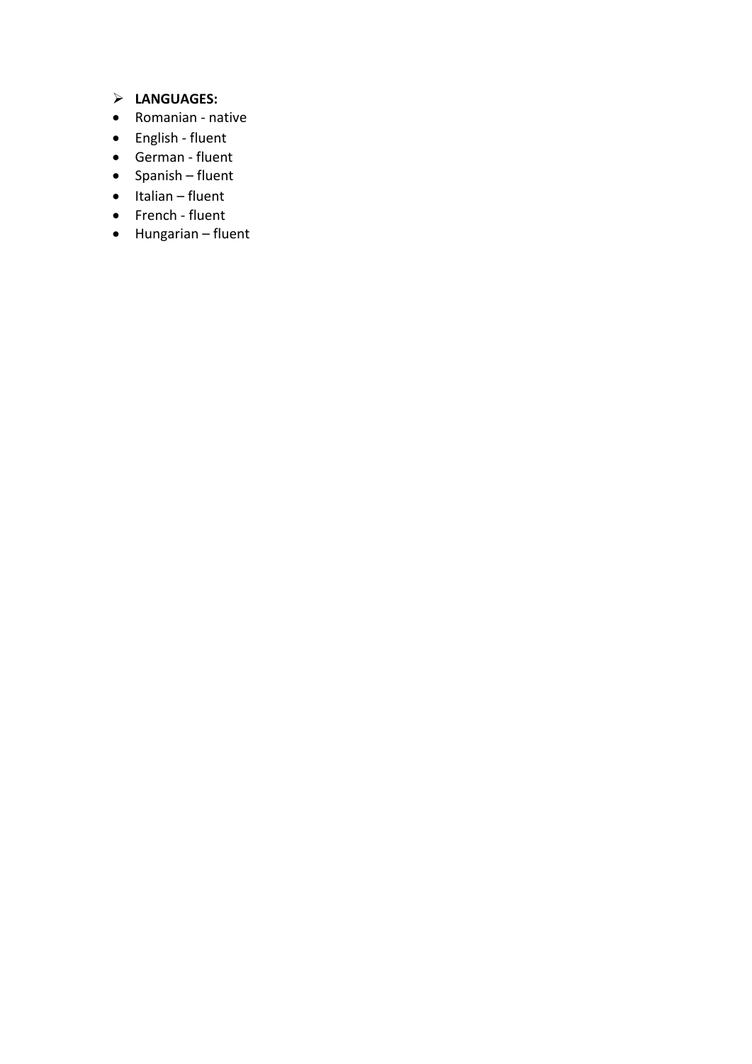- **LANGUAGES:**

- Romanian - native
- English - fluent
- German - fluent
- Spanish – fluent
- Italian – fluent
- French - fluent
- Hungarian – fluent